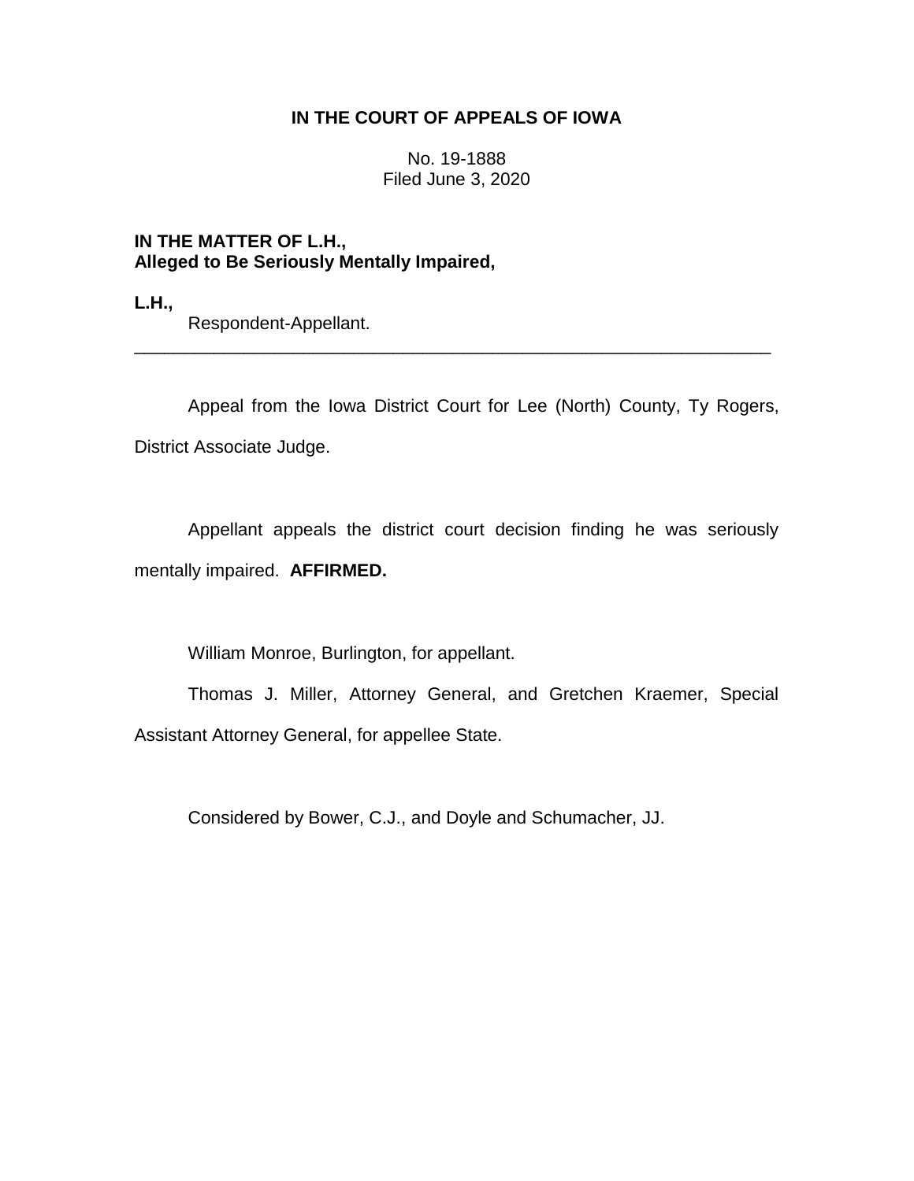**IN THE COURT OF APPEALS OF IOWA**

No. 19-1888
Filed June 3, 2020

**IN THE MATTER OF L.H.,**
**Alleged to Be Seriously Mentally Impaired,**

**L.H.,**
Respondent-Appellant.

---

Appeal from the Iowa District Court for Lee (North) County, Ty Rogers, District Associate Judge.

Appellant appeals the district court decision finding he was seriously mentally impaired. **AFFIRMED.**

William Monroe, Burlington, for appellant.

Thomas J. Miller, Attorney General, and Gretchen Kraemer, Special Assistant Attorney General, for appellee State.

Considered by Bower, C.J., and Doyle and Schumacher, JJ.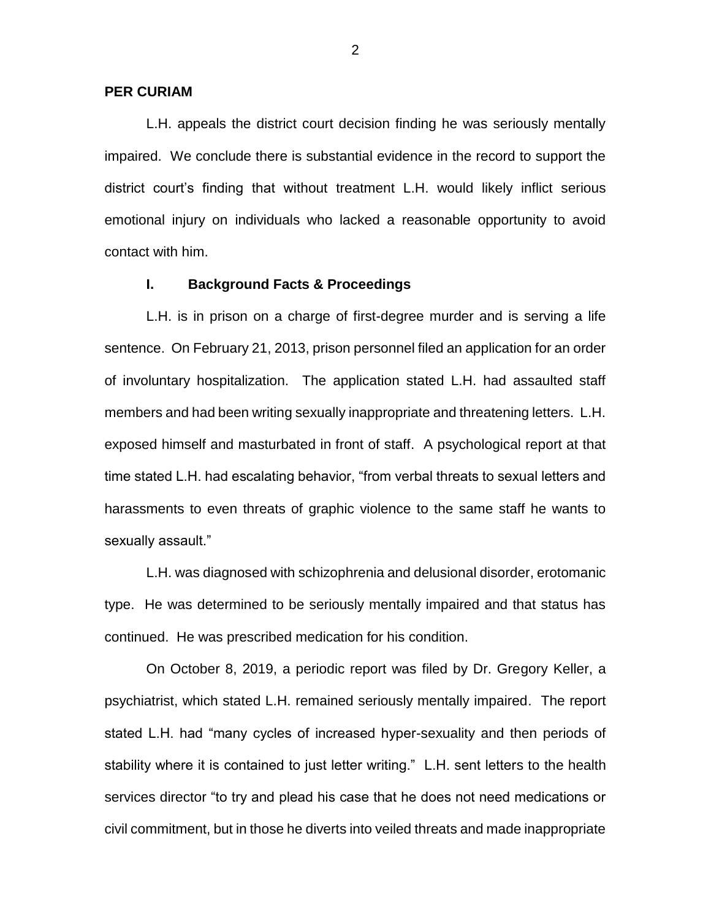**PER CURIAM**

L.H. appeals the district court decision finding he was seriously mentally impaired. We conclude there is substantial evidence in the record to support the district court's finding that without treatment L.H. would likely inflict serious emotional injury on individuals who lacked a reasonable opportunity to avoid contact with him.

## I. Background Facts & Proceedings

L.H. is in prison on a charge of first-degree murder and is serving a life sentence. On February 21, 2013, prison personnel filed an application for an order of involuntary hospitalization. The application stated L.H. had assaulted staff members and had been writing sexually inappropriate and threatening letters. L.H. exposed himself and masturbated in front of staff. A psychological report at that time stated L.H. had escalating behavior, "from verbal threats to sexual letters and harassments to even threats of graphic violence to the same staff he wants to sexually assault."

L.H. was diagnosed with schizophrenia and delusional disorder, erotomanic type. He was determined to be seriously mentally impaired and that status has continued. He was prescribed medication for his condition.

On October 8, 2019, a periodic report was filed by Dr. Gregory Keller, a psychiatrist, which stated L.H. remained seriously mentally impaired. The report stated L.H. had "many cycles of increased hyper-sexuality and then periods of stability where it is contained to just letter writing." L.H. sent letters to the health services director "to try and plead his case that he does not need medications or civil commitment, but in those he diverts into veiled threats and made inappropriate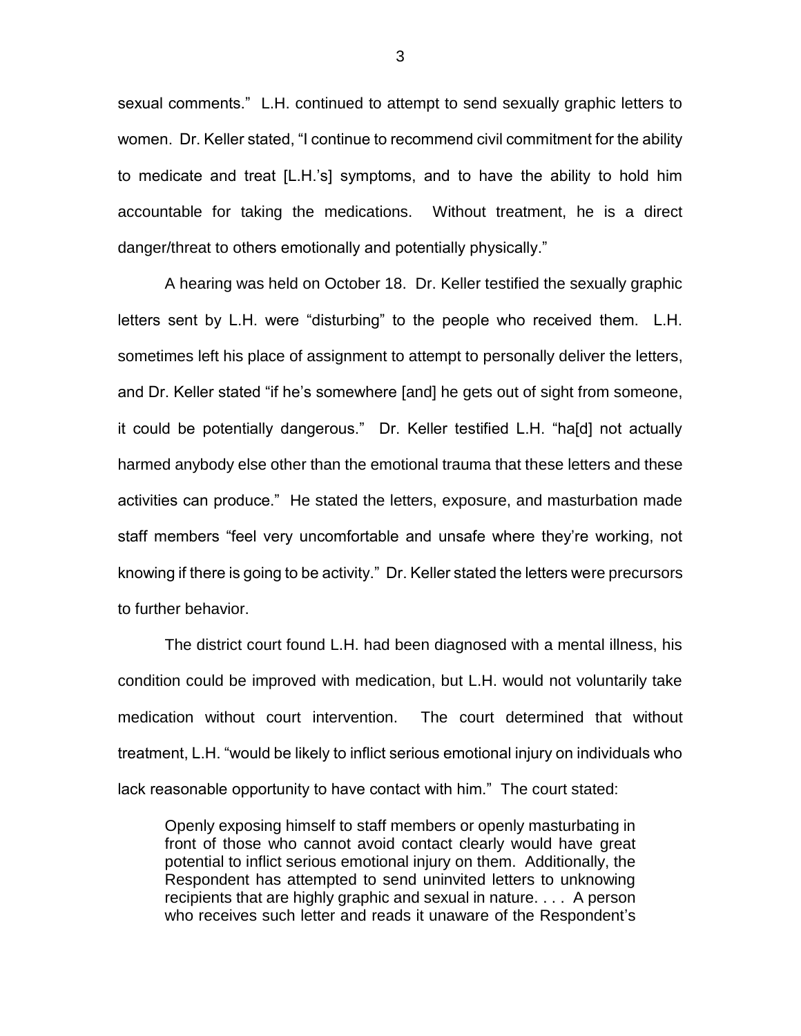sexual comments." L.H. continued to attempt to send sexually graphic letters to women. Dr. Keller stated, "I continue to recommend civil commitment for the ability to medicate and treat [L.H.'s] symptoms, and to have the ability to hold him accountable for taking the medications. Without treatment, he is a direct danger/threat to others emotionally and potentially physically."

A hearing was held on October 18. Dr. Keller testified the sexually graphic letters sent by L.H. were "disturbing" to the people who received them. L.H. sometimes left his place of assignment to attempt to personally deliver the letters, and Dr. Keller stated "if he's somewhere [and] he gets out of sight from someone, it could be potentially dangerous." Dr. Keller testified L.H. "ha[d] not actually harmed anybody else other than the emotional trauma that these letters and these activities can produce." He stated the letters, exposure, and masturbation made staff members "feel very uncomfortable and unsafe where they're working, not knowing if there is going to be activity." Dr. Keller stated the letters were precursors to further behavior.

The district court found L.H. had been diagnosed with a mental illness, his condition could be improved with medication, but L.H. would not voluntarily take medication without court intervention. The court determined that without treatment, L.H. "would be likely to inflict serious emotional injury on individuals who lack reasonable opportunity to have contact with him." The court stated:

> Openly exposing himself to staff members or openly masturbating in front of those who cannot avoid contact clearly would have great potential to inflict serious emotional injury on them. Additionally, the Respondent has attempted to send uninvited letters to unknowing recipients that are highly graphic and sexual in nature. . . . A person who receives such letter and reads it unaware of the Respondent's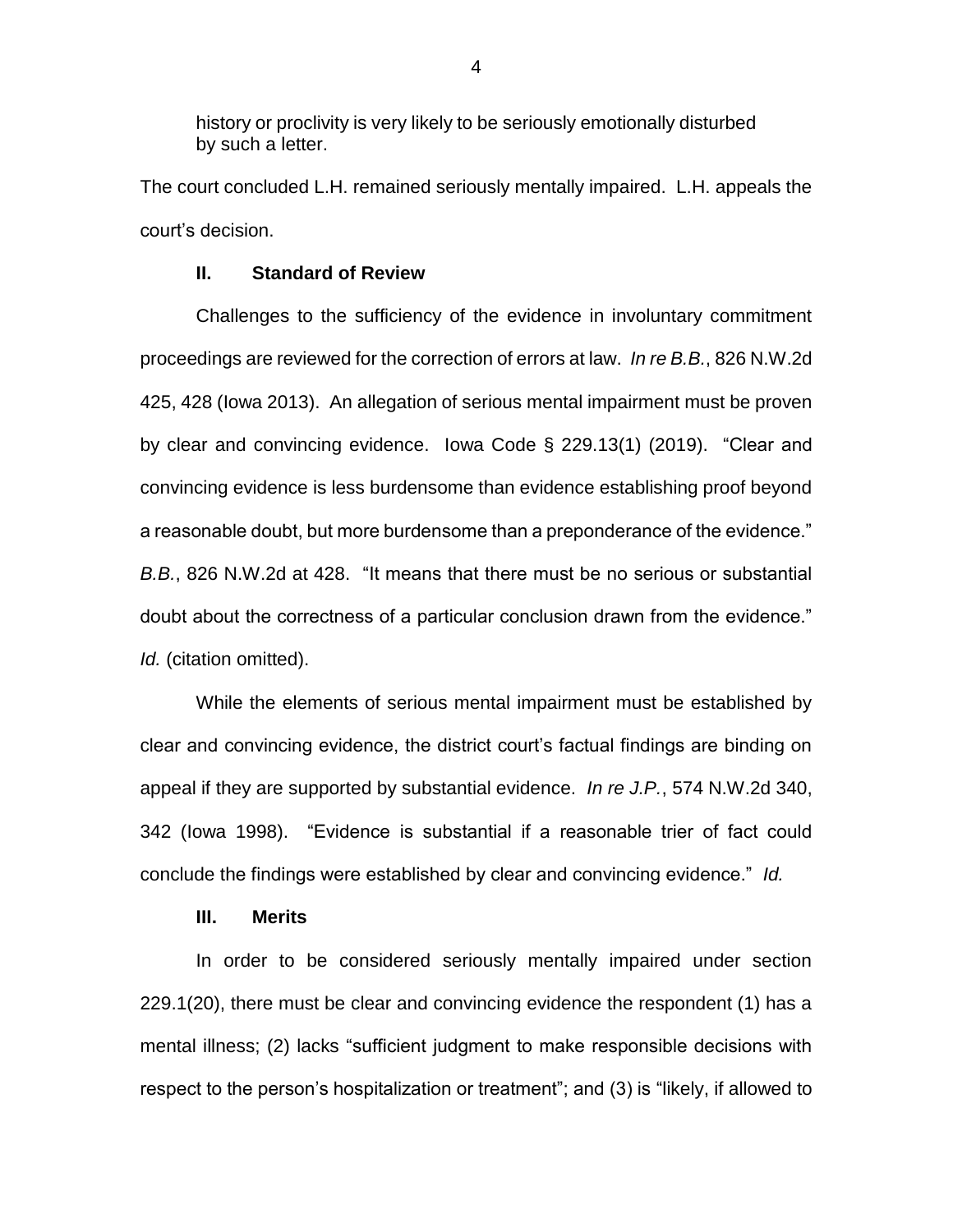history or proclivity is very likely to be seriously emotionally disturbed by such a letter.

The court concluded L.H. remained seriously mentally impaired. L.H. appeals the court's decision.

## II. Standard of Review

Challenges to the sufficiency of the evidence in involuntary commitment proceedings are reviewed for the correction of errors at law. *In re B.B.*, 826 N.W.2d 425, 428 (Iowa 2013). An allegation of serious mental impairment must be proven by clear and convincing evidence. Iowa Code § 229.13(1) (2019). "Clear and convincing evidence is less burdensome than evidence establishing proof beyond a reasonable doubt, but more burdensome than a preponderance of the evidence." *B.B.*, 826 N.W.2d at 428. "It means that there must be no serious or substantial doubt about the correctness of a particular conclusion drawn from the evidence." *Id.* (citation omitted).

While the elements of serious mental impairment must be established by clear and convincing evidence, the district court's factual findings are binding on appeal if they are supported by substantial evidence. *In re J.P.*, 574 N.W.2d 340, 342 (Iowa 1998). "Evidence is substantial if a reasonable trier of fact could conclude the findings were established by clear and convincing evidence." *Id.*

## III. Merits

In order to be considered seriously mentally impaired under section 229.1(20), there must be clear and convincing evidence the respondent (1) has a mental illness; (2) lacks "sufficient judgment to make responsible decisions with respect to the person's hospitalization or treatment"; and (3) is "likely, if allowed to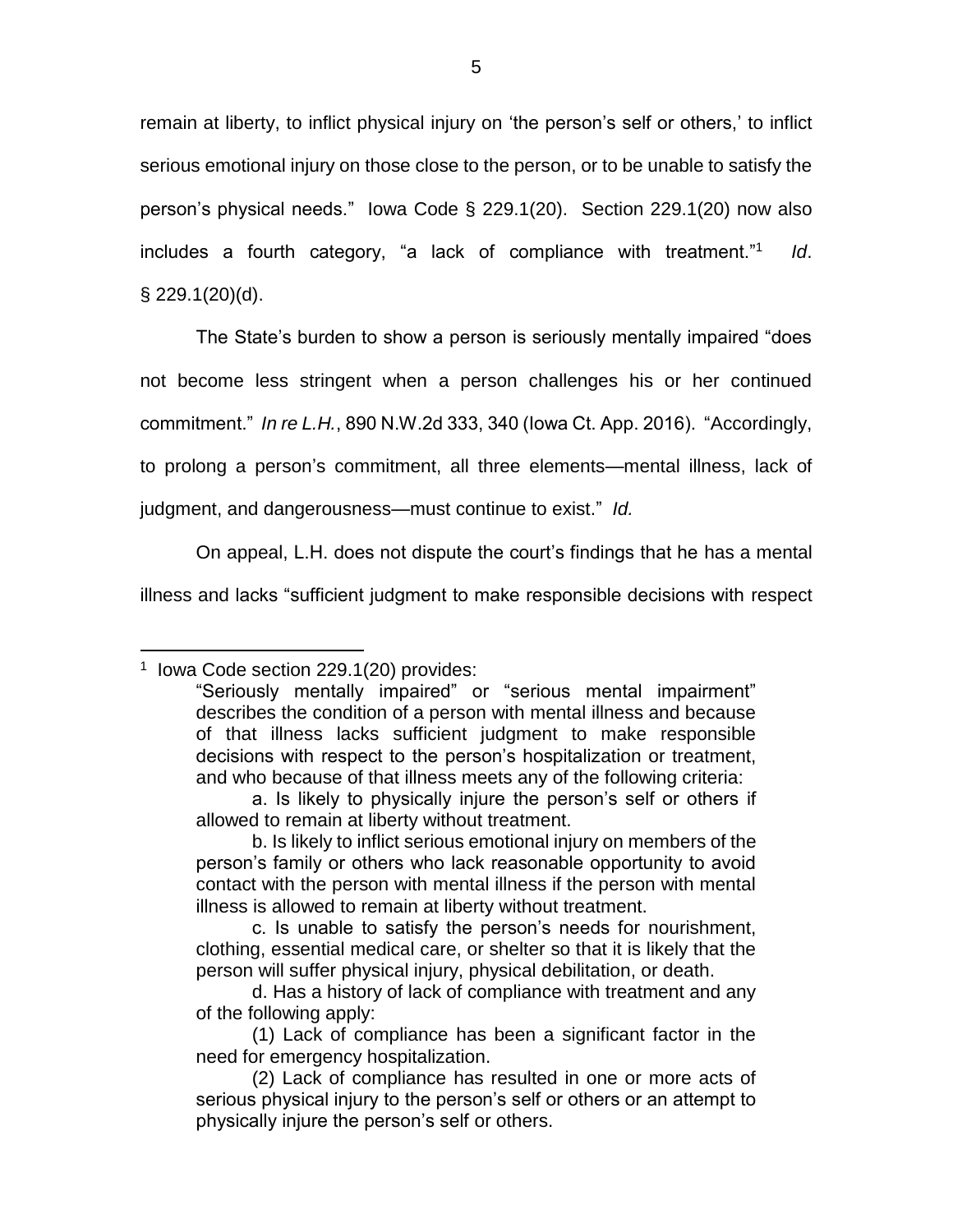remain at liberty, to inflict physical injury on 'the person's self or others,' to inflict serious emotional injury on those close to the person, or to be unable to satisfy the person's physical needs." Iowa Code § 229.1(20). Section 229.1(20) now also includes a fourth category, "a lack of compliance with treatment."[1] *Id*. § 229.1(20)(d).

The State's burden to show a person is seriously mentally impaired "does not become less stringent when a person challenges his or her continued commitment." *In re L.H.*, 890 N.W.2d 333, 340 (Iowa Ct. App. 2016). "Accordingly, to prolong a person's commitment, all three elements—mental illness, lack of judgment, and dangerousness—must continue to exist." *Id.*

On appeal, L.H. does not dispute the court's findings that he has a mental illness and lacks "sufficient judgment to make responsible decisions with respect

---

[1] Iowa Code section 229.1(20) provides:

> "Seriously mentally impaired" or "serious mental impairment" describes the condition of a person with mental illness and because of that illness lacks sufficient judgment to make responsible decisions with respect to the person's hospitalization or treatment, and who because of that illness meets any of the following criteria:
>
> a. Is likely to physically injure the person's self or others if allowed to remain at liberty without treatment.
>
> b. Is likely to inflict serious emotional injury on members of the person's family or others who lack reasonable opportunity to avoid contact with the person with mental illness if the person with mental illness is allowed to remain at liberty without treatment.
>
> c. Is unable to satisfy the person's needs for nourishment, clothing, essential medical care, or shelter so that it is likely that the person will suffer physical injury, physical debilitation, or death.
>
> d. Has a history of lack of compliance with treatment and any of the following apply:
>
> (1) Lack of compliance has been a significant factor in the need for emergency hospitalization.
>
> (2) Lack of compliance has resulted in one or more acts of serious physical injury to the person's self or others or an attempt to physically injure the person's self or others.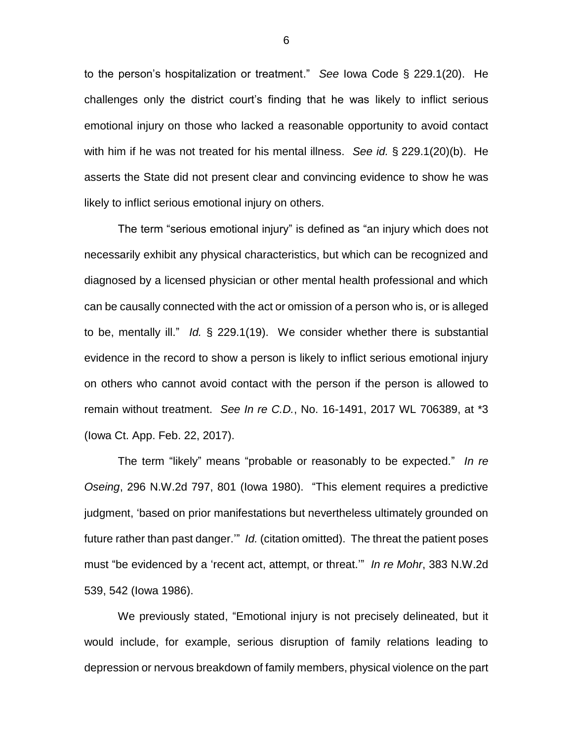to the person's hospitalization or treatment." *See* Iowa Code § 229.1(20). He challenges only the district court's finding that he was likely to inflict serious emotional injury on those who lacked a reasonable opportunity to avoid contact with him if he was not treated for his mental illness. *See id.* § 229.1(20)(b). He asserts the State did not present clear and convincing evidence to show he was likely to inflict serious emotional injury on others.

The term "serious emotional injury" is defined as "an injury which does not necessarily exhibit any physical characteristics, but which can be recognized and diagnosed by a licensed physician or other mental health professional and which can be causally connected with the act or omission of a person who is, or is alleged to be, mentally ill." *Id.* § 229.1(19). We consider whether there is substantial evidence in the record to show a person is likely to inflict serious emotional injury on others who cannot avoid contact with the person if the person is allowed to remain without treatment. *See In re C.D.*, No. 16-1491, 2017 WL 706389, at *3 (Iowa Ct. App. Feb. 22, 2017).

The term "likely" means "probable or reasonably to be expected." *In re Oseing*, 296 N.W.2d 797, 801 (Iowa 1980). "This element requires a predictive judgment, 'based on prior manifestations but nevertheless ultimately grounded on future rather than past danger.'" *Id.* (citation omitted). The threat the patient poses must "be evidenced by a 'recent act, attempt, or threat.'" *In re Mohr*, 383 N.W.2d 539, 542 (Iowa 1986).

We previously stated, "Emotional injury is not precisely delineated, but it would include, for example, serious disruption of family relations leading to depression or nervous breakdown of family members, physical violence on the part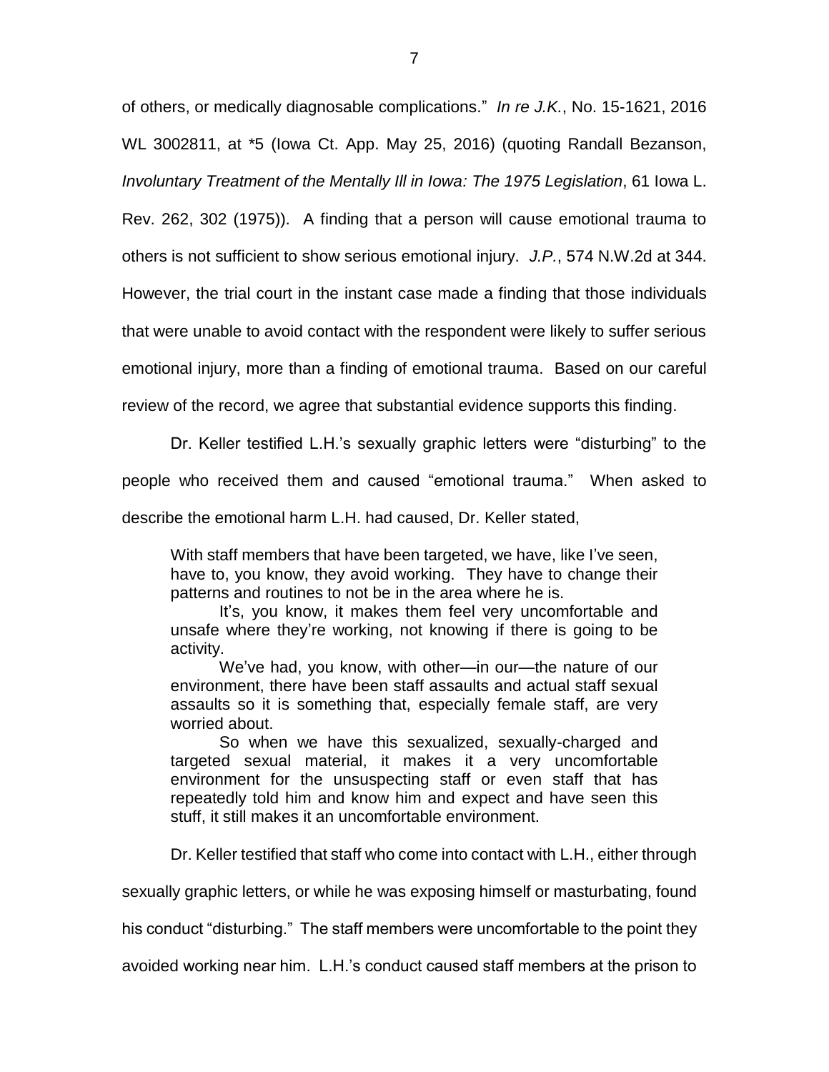of others, or medically diagnosable complications." *In re J.K.*, No. 15-1621, 2016 WL 3002811, at *5 (Iowa Ct. App. May 25, 2016) (quoting Randall Bezanson, *Involuntary Treatment of the Mentally Ill in Iowa: The 1975 Legislation*, 61 Iowa L. Rev. 262, 302 (1975)). A finding that a person will cause emotional trauma to others is not sufficient to show serious emotional injury. *J.P.*, 574 N.W.2d at 344. However, the trial court in the instant case made a finding that those individuals that were unable to avoid contact with the respondent were likely to suffer serious emotional injury, more than a finding of emotional trauma. Based on our careful review of the record, we agree that substantial evidence supports this finding.

Dr. Keller testified L.H.'s sexually graphic letters were "disturbing" to the people who received them and caused "emotional trauma." When asked to describe the emotional harm L.H. had caused, Dr. Keller stated,

> With staff members that have been targeted, we have, like I've seen, have to, you know, they avoid working. They have to change their patterns and routines to not be in the area where he is.
>
> It's, you know, it makes them feel very uncomfortable and unsafe where they're working, not knowing if there is going to be activity.
>
> We've had, you know, with other—in our—the nature of our environment, there have been staff assaults and actual staff sexual assaults so it is something that, especially female staff, are very worried about.
>
> So when we have this sexualized, sexually-charged and targeted sexual material, it makes it a very uncomfortable environment for the unsuspecting staff or even staff that has repeatedly told him and know him and expect and have seen this stuff, it still makes it an uncomfortable environment.

Dr. Keller testified that staff who come into contact with L.H., either through sexually graphic letters, or while he was exposing himself or masturbating, found his conduct "disturbing." The staff members were uncomfortable to the point they avoided working near him. L.H.'s conduct caused staff members at the prison to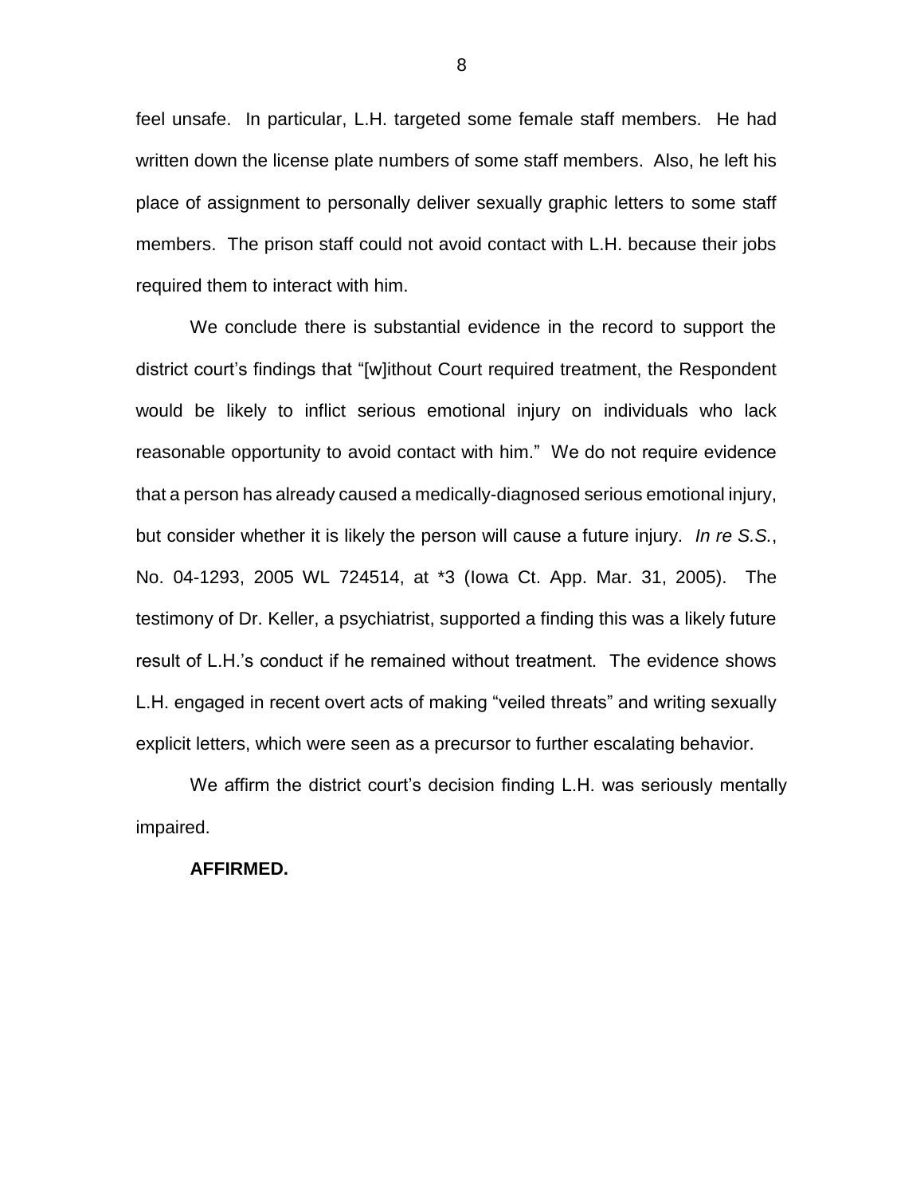feel unsafe. In particular, L.H. targeted some female staff members. He had written down the license plate numbers of some staff members. Also, he left his place of assignment to personally deliver sexually graphic letters to some staff members. The prison staff could not avoid contact with L.H. because their jobs required them to interact with him.

We conclude there is substantial evidence in the record to support the district court's findings that "[w]ithout Court required treatment, the Respondent would be likely to inflict serious emotional injury on individuals who lack reasonable opportunity to avoid contact with him." We do not require evidence that a person has already caused a medically-diagnosed serious emotional injury, but consider whether it is likely the person will cause a future injury. *In re S.S.*, No. 04-1293, 2005 WL 724514, at *3 (Iowa Ct. App. Mar. 31, 2005). The testimony of Dr. Keller, a psychiatrist, supported a finding this was a likely future result of L.H.'s conduct if he remained without treatment. The evidence shows L.H. engaged in recent overt acts of making "veiled threats" and writing sexually explicit letters, which were seen as a precursor to further escalating behavior.

We affirm the district court's decision finding L.H. was seriously mentally impaired.

**AFFIRMED.**